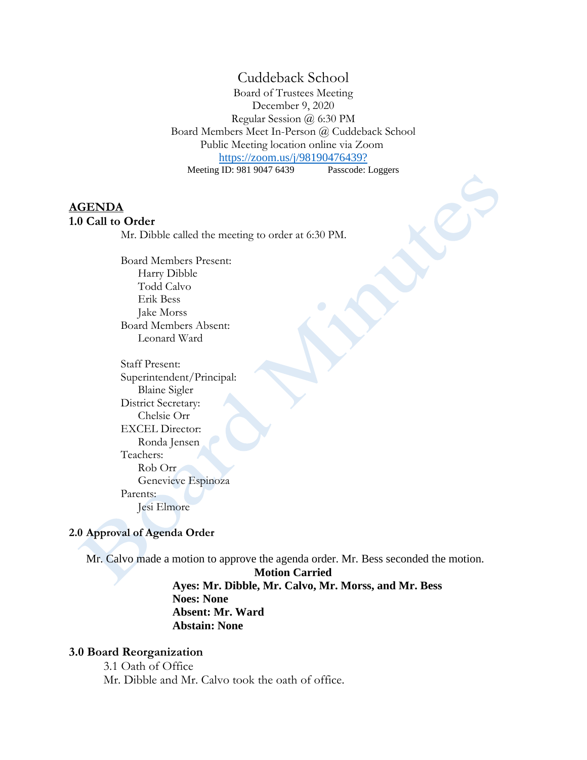# Cuddeback School

Board of Trustees Meeting
December 9, 2020
Regular Session @ 6:30 PM
Board Members Meet In-Person @ Cuddeback School
Public Meeting location online via Zoom
https://zoom.us/j/98190476439?
Meeting ID: 981 9047 6439 Passcode: Loggers

## AGENDA

### 1.0 Call to Order

Mr. Dibble called the meeting to order at 6:30 PM.

Board Members Present:
- Harry Dibble
- Todd Calvo
- Erik Bess
- Jake Morss

Board Members Absent:
- Leonard Ward

Staff Present:

Superintendent/Principal:
- Blaine Sigler

District Secretary:
- Chelsie Orr

EXCEL Director:
- Ronda Jensen

Teachers:
- Rob Orr
- Genevieve Espinoza

Parents:
- Jesi Elmore

### 2.0 Approval of Agenda Order

Mr. Calvo made a motion to approve the agenda order. Mr. Bess seconded the motion.

**Motion Carried**
**Ayes: Mr. Dibble, Mr. Calvo, Mr. Morss, and Mr. Bess**
**Noes: None**
**Absent: Mr. Ward**
**Abstain: None**

### 3.0 Board Reorganization

3.1 Oath of Office

Mr. Dibble and Mr. Calvo took the oath of office.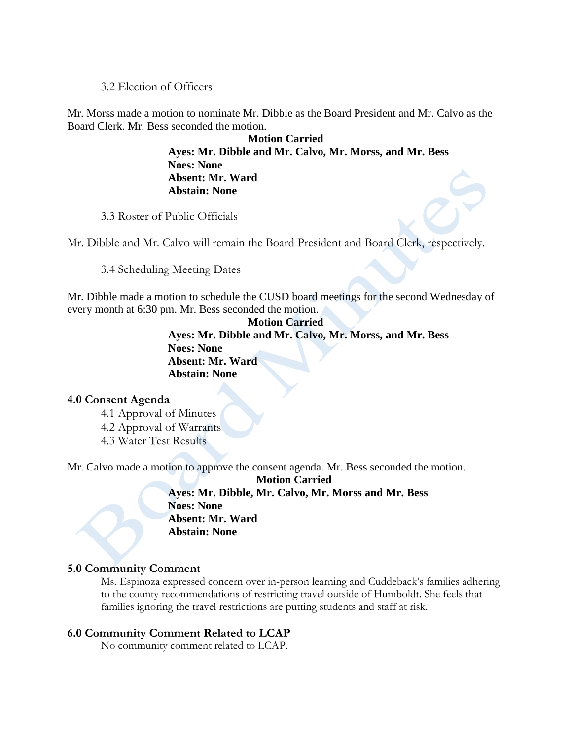3.2 Election of Officers

Mr. Morss made a motion to nominate Mr. Dibble as the Board President and Mr. Calvo as the Board Clerk. Mr. Bess seconded the motion.

**Motion Carried**
**Ayes: Mr. Dibble and Mr. Calvo, Mr. Morss, and Mr. Bess**
**Noes: None**
**Absent: Mr. Ward**
**Abstain: None**

3.3 Roster of Public Officials

Mr. Dibble and Mr. Calvo will remain the Board President and Board Clerk, respectively.

3.4 Scheduling Meeting Dates

Mr. Dibble made a motion to schedule the CUSD board meetings for the second Wednesday of every month at 6:30 pm. Mr. Bess seconded the motion.

**Motion Carried**
**Ayes: Mr. Dibble and Mr. Calvo, Mr. Morss, and Mr. Bess**
**Noes: None**
**Absent: Mr. Ward**
**Abstain: None**

## 4.0 Consent Agenda

4.1 Approval of Minutes
4.2 Approval of Warrants
4.3 Water Test Results

Mr. Calvo made a motion to approve the consent agenda. Mr. Bess seconded the motion.

**Motion Carried**
**Ayes: Mr. Dibble, Mr. Calvo, Mr. Morss and Mr. Bess**
**Noes: None**
**Absent: Mr. Ward**
**Abstain: None**

## 5.0 Community Comment

Ms. Espinoza expressed concern over in-person learning and Cuddeback's families adhering to the county recommendations of restricting travel outside of Humboldt. She feels that families ignoring the travel restrictions are putting students and staff at risk.

## 6.0 Community Comment Related to LCAP

No community comment related to LCAP.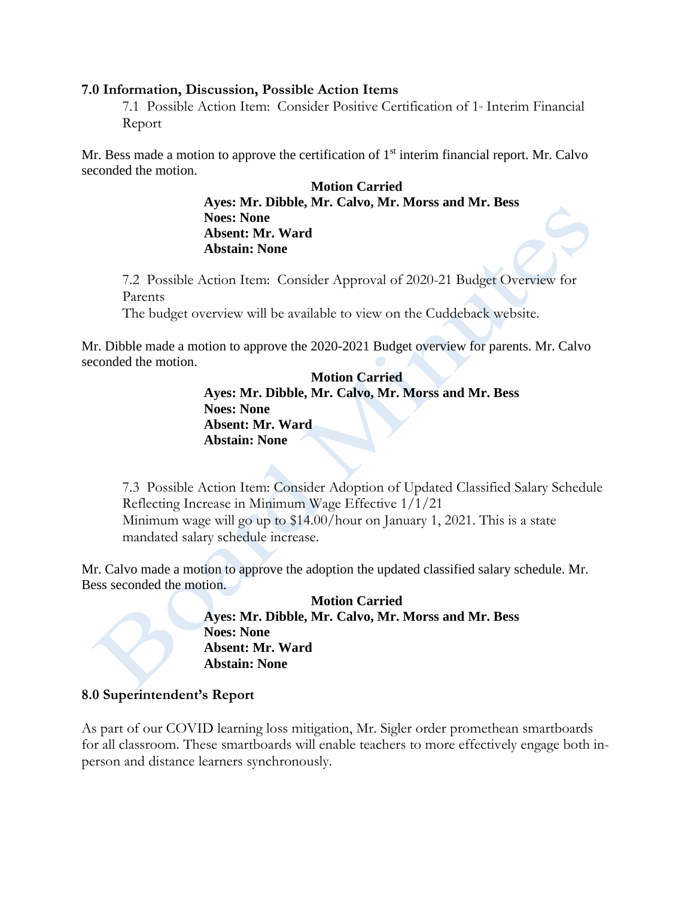### 7.0 Information, Discussion, Possible Action Items

7.1 Possible Action Item: Consider Positive Certification of 1st Interim Financial Report

Mr. Bess made a motion to approve the certification of 1st interim financial report. Mr. Calvo seconded the motion.

**Motion Carried**
**Ayes: Mr. Dibble, Mr. Calvo, Mr. Morss and Mr. Bess**
**Noes: None**
**Absent: Mr. Ward**
**Abstain: None**

7.2 Possible Action Item: Consider Approval of 2020-21 Budget Overview for Parents
The budget overview will be available to view on the Cuddeback website.

Mr. Dibble made a motion to approve the 2020-2021 Budget overview for parents. Mr. Calvo seconded the motion.

**Motion Carried**
**Ayes: Mr. Dibble, Mr. Calvo, Mr. Morss and Mr. Bess**
**Noes: None**
**Absent: Mr. Ward**
**Abstain: None**

7.3 Possible Action Item: Consider Adoption of Updated Classified Salary Schedule Reflecting Increase in Minimum Wage Effective 1/1/21
Minimum wage will go up to $14.00/hour on January 1, 2021. This is a state mandated salary schedule increase.

Mr. Calvo made a motion to approve the adoption the updated classified salary schedule. Mr. Bess seconded the motion.

**Motion Carried**
**Ayes: Mr. Dibble, Mr. Calvo, Mr. Morss and Mr. Bess**
**Noes: None**
**Absent: Mr. Ward**
**Abstain: None**

### 8.0 Superintendent's Report

As part of our COVID learning loss mitigation, Mr. Sigler order promethean smartboards for all classroom. These smartboards will enable teachers to more effectively engage both in-person and distance learners synchronously.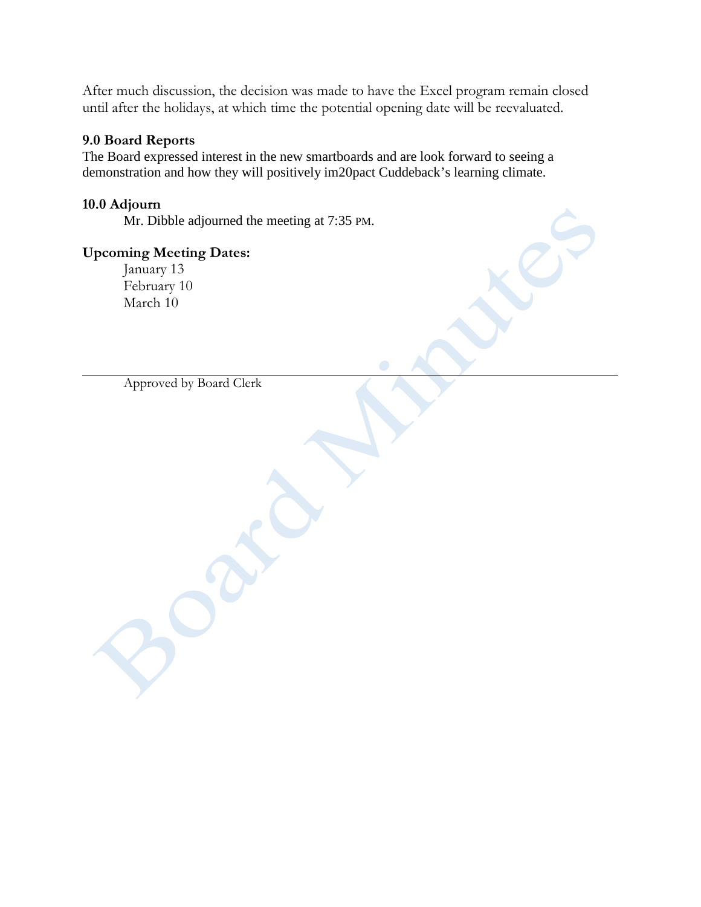After much discussion, the decision was made to have the Excel program remain closed until after the holidays, at which time the potential opening date will be reevaluated.

### 9.0 Board Reports

The Board expressed interest in the new smartboards and are look forward to seeing a demonstration and how they will positively im20pact Cuddeback's learning climate.

### 10.0 Adjourn

Mr. Dibble adjourned the meeting at 7:35 PM.

### Upcoming Meeting Dates:

January 13
February 10
March 10

---

Approved by Board Clerk